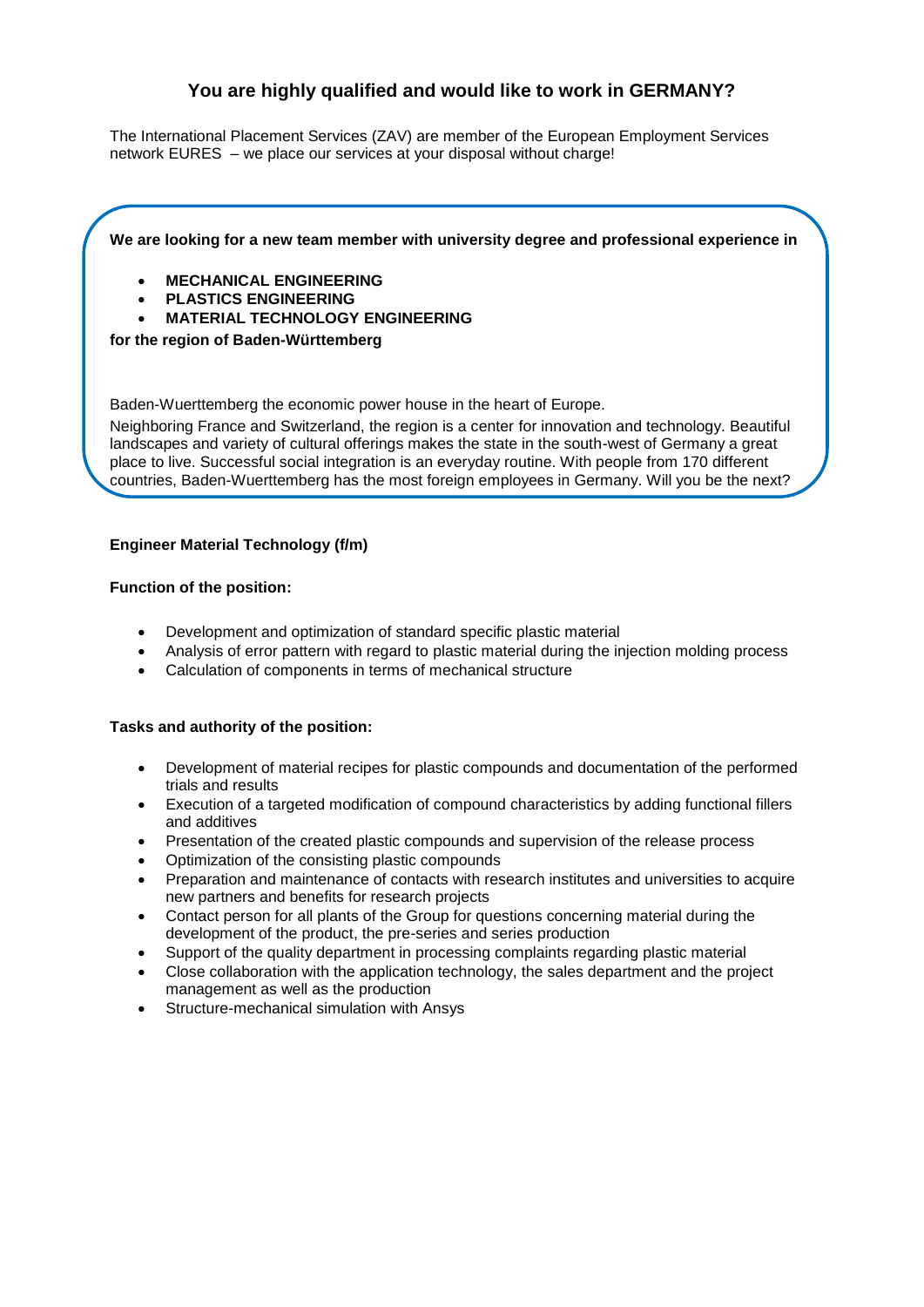# You are highly qualified and would like to work in GERMANY?

The International Placement Services (ZAV) are member of the European Employment Services network EURES – we place our services at your disposal without charge!

**We are looking for a new team member with university degree and professional experience in**

- **MECHANICAL ENGINEERING**
- **PLASTICS ENGINEERING**
- **MATERIAL TECHNOLOGY ENGINEERING**

**for the region of Baden-Württemberg**

Baden-Wuerttemberg the economic power house in the heart of Europe.

Neighboring France and Switzerland, the region is a center for innovation and technology. Beautiful landscapes and variety of cultural offerings makes the state in the south-west of Germany a great place to live. Successful social integration is an everyday routine. With people from 170 different countries, Baden-Wuerttemberg has the most foreign employees in Germany. Will you be the next?

**Engineer Material Technology (f/m)**

**Function of the position:**

- Development and optimization of standard specific plastic material
- Analysis of error pattern with regard to plastic material during the injection molding process
- Calculation of components in terms of mechanical structure

**Tasks and authority of the position:**

- Development of material recipes for plastic compounds and documentation of the performed trials and results
- Execution of a targeted modification of compound characteristics by adding functional fillers and additives
- Presentation of the created plastic compounds and supervision of the release process
- Optimization of the consisting plastic compounds
- Preparation and maintenance of contacts with research institutes and universities to acquire new partners and benefits for research projects
- Contact person for all plants of the Group for questions concerning material during the development of the product, the pre-series and series production
- Support of the quality department in processing complaints regarding plastic material
- Close collaboration with the application technology, the sales department and the project management as well as the production
- Structure-mechanical simulation with Ansys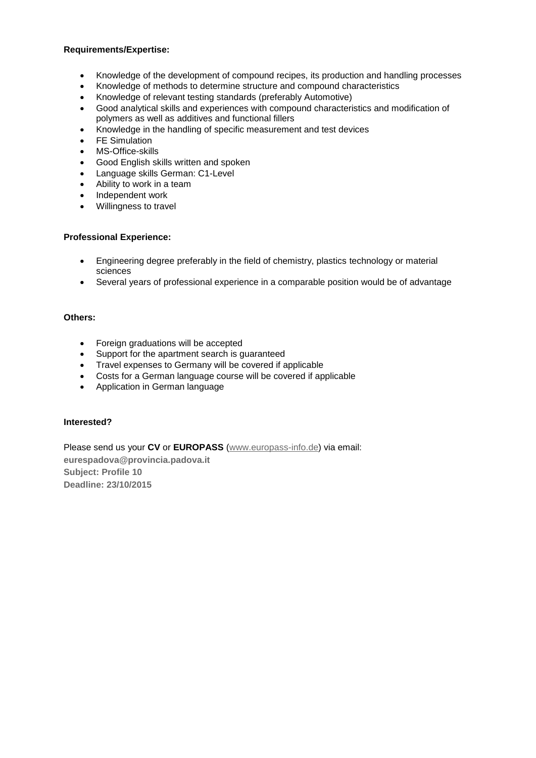**Requirements/Expertise:**

- Knowledge of the development of compound recipes, its production and handling processes
- Knowledge of methods to determine structure and compound characteristics
- Knowledge of relevant testing standards (preferably Automotive)
- Good analytical skills and experiences with compound characteristics and modification of polymers as well as additives and functional fillers
- Knowledge in the handling of specific measurement and test devices
- FE Simulation
- MS-Office-skills
- Good English skills written and spoken
- Language skills German: C1-Level
- Ability to work in a team
- Independent work
- Willingness to travel

**Professional Experience:**

- Engineering degree preferably in the field of chemistry, plastics technology or material sciences
- Several years of professional experience in a comparable position would be of advantage

**Others:**

- Foreign graduations will be accepted
- Support for the apartment search is guaranteed
- Travel expenses to Germany will be covered if applicable
- Costs for a German language course will be covered if applicable
- Application in German language

**Interested?**

Please send us your **CV** or **EUROPASS** (www.europass-info.de) via email:
**eurespadova@provincia.padova.it**
**Subject: Profile 10**
**Deadline: 23/10/2015**